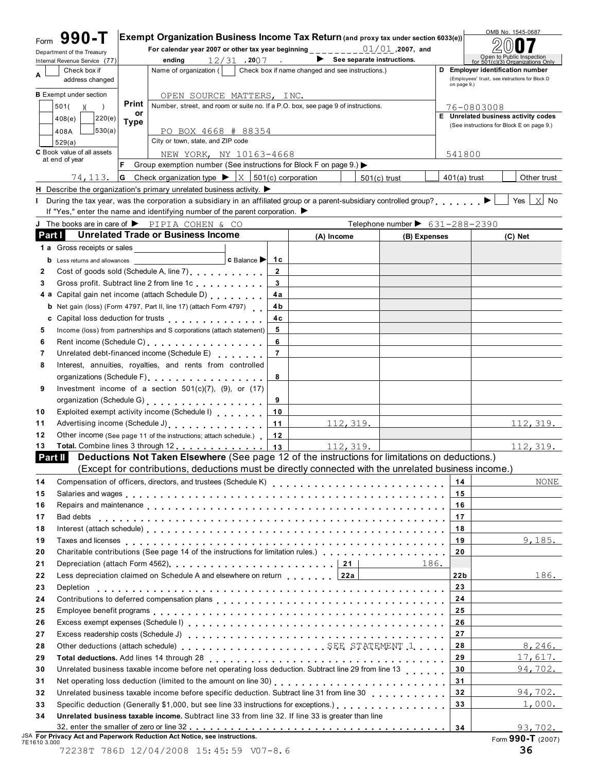# Form 990-T

**Exempt Organization Business Income Tax Return** (and proxy tax under section 6033(e))

Department of the Treasury
Internal Revenue Service (77)

For calendar year 2007 or other tax year beginning 01/01, 2007, and ending 12/31, 2007.

▶ See separate instructions.

OMB No. 1545-0687

2007

Open to Public Inspection for 501(c)(3) Organizations Only

A Check box if address changed

B Exempt under section
- 501( )( )
- 408(e)
- 220(e)
- 408A
- 530(a)
- 529(a)

C Book value of all assets at end of year: 74,113.

Name of organization ( Check box if name changed and see instructions.)

OPEN SOURCE MATTERS, INC.

Number, street, and room or suite no. If a P.O. box, see page 9 of instructions.

PO BOX 4668 # 88354

City or town, state, and ZIP code

NEW YORK, NY 10163-4668

D Employer identification number (Employees' trust, see instructions for Block D on page 9.)

76-0803008

E Unrelated business activity codes (See instructions for Block E on page 9.)

541800

F Group exemption number (See instructions for Block F on page 9.) ▶

G Check organization type ▶ [X] 501(c) corporation [ ] 501(c) trust [ ] 401(a) trust [ ] Other trust

H Describe the organization's primary unrelated business activity. ▶

I During the tax year, was the corporation a subsidiary in an affiliated group or a parent-subsidiary controlled group? ▶ [ ] Yes [X] No

If "Yes," enter the name and identifying number of the parent corporation. ▶

J The books are in care of ▶ PIPIA COHEN & CO Telephone number ▶ 631-288-2390

## Part I Unrelated Trade or Business Income

| | | | (A) Income | (B) Expenses | (C) Net |
|---|---|---|---|---|---|
| 1 a | Gross receipts or sales | | | | |
| b | Less returns and allowances c Balance ▶ | 1c | | | |
| 2 | Cost of goods sold (Schedule A, line 7) | 2 | | | |
| 3 | Gross profit. Subtract line 2 from line 1c | 3 | | | |
| 4 a | Capital gain net income (attach Schedule D) | 4a | | | |
| b | Net gain (loss) (Form 4797, Part II, line 17) (attach Form 4797) | 4b | | | |
| c | Capital loss deduction for trusts | 4c | | | |
| 5 | Income (loss) from partnerships and S corporations (attach statement) | 5 | | | |
| 6 | Rent income (Schedule C) | 6 | | | |
| 7 | Unrelated debt-financed income (Schedule E) | 7 | | | |
| 8 | Interest, annuities, royalties, and rents from controlled organizations (Schedule F) | 8 | | | |
| 9 | Investment income of a section 501(c)(7), (9), or (17) organization (Schedule G) | 9 | | | |
| 10 | Exploited exempt activity income (Schedule I) | 10 | | | |
| 11 | Advertising income (Schedule J) | 11 | 112,319. | | 112,319. |
| 12 | Other income (See page 11 of the instructions; attach schedule.) | 12 | | | |
| 13 | **Total.** Combine lines 3 through 12 | 13 | 112,319. | | 112,319. |

## Part II Deductions Not Taken Elsewhere (See page 12 of the instructions for limitations on deductions.) (Except for contributions, deductions must be directly connected with the unrelated business income.)

| | | | | | |
|---|---|---|---|---|---|
| 14 | Compensation of officers, directors, and trustees (Schedule K) | | | 14 | NONE |
| 15 | Salaries and wages | | | 15 | |
| 16 | Repairs and maintenance | | | 16 | |
| 17 | Bad debts | | | 17 | |
| 18 | Interest (attach schedule) | | | 18 | |
| 19 | Taxes and licenses | | | 19 | 9,185. |
| 20 | Charitable contributions (See page 14 of the instructions for limitation rules.) | | | 20 | |
| 21 | Depreciation (attach Form 4562) | 21 | 186. | | |
| 22 | Less depreciation claimed on Schedule A and elsewhere on return | 22a | | 22b | 186. |
| 23 | Depletion | | | 23 | |
| 24 | Contributions to deferred compensation plans | | | 24 | |
| 25 | Employee benefit programs | | | 25 | |
| 26 | Excess exempt expenses (Schedule I) | | | 26 | |
| 27 | Excess readership costs (Schedule J) | | | 27 | |
| 28 | Other deductions (attach schedule) SEE STATEMENT 1 | | | 28 | 8,246. |
| 29 | **Total deductions.** Add lines 14 through 28 | | | 29 | 17,617. |
| 30 | Unrelated business taxable income before net operating loss deduction. Subtract line 29 from line 13 | | | 30 | 94,702. |
| 31 | Net operating loss deduction (limited to the amount on line 30) | | | 31 | |
| 32 | Unrelated business taxable income before specific deduction. Subtract line 31 from line 30 | | | 32 | 94,702. |
| 33 | Specific deduction (Generally $1,000, but see line 33 instructions for exceptions.) | | | 33 | 1,000. |
| 34 | **Unrelated business taxable income.** Subtract line 33 from line 32. If line 33 is greater than line 32, enter the smaller of zero or line 32 | | | 34 | 93,702. |

JSA **For Privacy Act and Paperwork Reduction Act Notice, see instructions.** Form **990-T** (2007)
7E1610 3.000

72238T 786D 12/04/2008 15:45:59 V07-8.6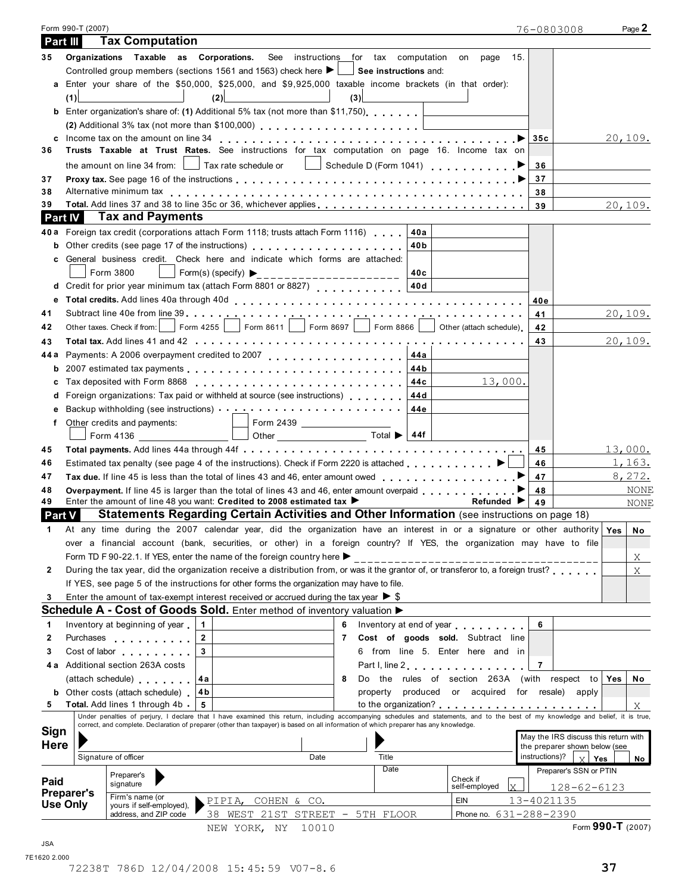Form 990-T (2007) 76-0803008 Page 2

## Part III Tax Computation

| Line | Description | Ref | Amount |
|---|---|---|---|
| 35 | **Organizations Taxable as Corporations.** See instructions for tax computation on page 15. Controlled group members (sections 1561 and 1563) check here ▶ ☐ **See instructions** and: | | |
| a | Enter your share of the $50,000, $25,000, and $9,925,000 taxable income brackets (in that order): (1) ___ (2) ___ (3) ___ | | |
| b | Enter organization's share of: (1) Additional 5% tax (not more than $11,750) ___ (2) Additional 3% tax (not more than $100,000) ___ | | |
| c | Income tax on the amount on line 34 ▶ | 35c | 20,109. |
| 36 | **Trusts Taxable at Trust Rates.** See instructions for tax computation on page 16. Income tax on the amount on line 34 from: ☐ Tax rate schedule or ☐ Schedule D (Form 1041) ▶ | 36 | |
| 37 | **Proxy tax.** See page 16 of the instructions ▶ | 37 | |
| 38 | Alternative minimum tax | 38 | |
| 39 | **Total.** Add lines 37 and 38 to line 35c or 36, whichever applies | 39 | 20,109. |

## Part IV Tax and Payments

| Line | Description | Ref | Amount | Ref | Amount |
|---|---|---|---|---|---|
| 40a | Foreign tax credit (corporations attach Form 1118; trusts attach Form 1116) | 40a | | | |
| b | Other credits (see page 17 of the instructions) | 40b | | | |
| c | General business credit. Check here and indicate which forms are attached: ☐ Form 3800 ☐ Form(s) (specify) ▶ ___ | 40c | | | |
| d | Credit for prior year minimum tax (attach Form 8801 or 8827) | 40d | | | |
| e | **Total credits.** Add lines 40a through 40d | | | 40e | |
| 41 | Subtract line 40e from line 39 | | | 41 | 20,109. |
| 42 | Other taxes. Check if from: ☐ Form 4255 ☐ Form 8611 ☐ Form 8697 ☐ Form 8866 ☐ Other (attach schedule) | | | 42 | |
| 43 | **Total tax.** Add lines 41 and 42 | | | 43 | 20,109. |
| 44a | Payments: A 2006 overpayment credited to 2007 | 44a | | | |
| b | 2007 estimated tax payments | 44b | | | |
| c | Tax deposited with Form 8868 | 44c | 13,000. | | |
| d | Foreign organizations: Tax paid or withheld at source (see instructions) | 44d | | | |
| e | Backup withholding (see instructions) | 44e | | | |
| f | Other credits and payments: ☐ Form 2439 ___ ☐ Form 4136 ___ ☐ Other ___ Total ▶ | 44f | | | |
| 45 | **Total payments.** Add lines 44a through 44f | | | 45 | 13,000. |
| 46 | Estimated tax penalty (see page 4 of the instructions). Check if Form 2220 is attached ▶ ☐ | | | 46 | 1,163. |
| 47 | **Tax due.** If line 45 is less than the total of lines 43 and 46, enter amount owed ▶ | | | 47 | 8,272. |
| 48 | **Overpayment.** If line 45 is larger than the total of lines 43 and 46, enter amount overpaid ▶ | | | 48 | NONE |
| 49 | Enter the amount of line 48 you want: **Credited to 2008 estimated tax** ▶ **Refunded** ▶ | | | 49 | NONE |

## Part V Statements Regarding Certain Activities and Other Information (see instructions on page 18)

| Line | Question | Yes | No |
|---|---|---|---|
| 1 | At any time during the 2007 calendar year, did the organization have an interest in or a signature or other authority over a financial account (bank, securities, or other) in a foreign country? If YES, the organization may have to file Form TD F 90-22.1. If YES, enter the name of the foreign country here ▶ | | X |
| 2 | During the tax year, did the organization receive a distribution from, or was it the grantor of, or transferor to, a foreign trust? If YES, see page 5 of the instructions for other forms the organization may have to file. | | X |
| 3 | Enter the amount of tax-exempt interest received or accrued during the tax year ▶ $ | | |

## Schedule A - Cost of Goods Sold. Enter method of inventory valuation ▶

| Line | Description | Ref | Amount | Line | Description | Ref | Amount |
|---|---|---|---|---|---|---|---|
| 1 | Inventory at beginning of year | 1 | | 6 | Inventory at end of year | 6 | |
| 2 | Purchases | 2 | | 7 | **Cost of goods sold.** Subtract line 6 from line 5. Enter here and in Part I, line 2 | 7 | |
| 3 | Cost of labor | 3 | | | | | |
| 4a | Additional section 263A costs (attach schedule) | 4a | | 8 | Do the rules of section 263A (with respect to property produced or acquired for resale) apply to the organization? | Yes ☐ | No X |
| b | Other costs (attach schedule) | 4b | | | | | |
| 5 | **Total.** Add lines 1 through 4b | 5 | | | | | |

**Sign Here**

Under penalties of perjury, I declare that I have examined this return, including accompanying schedules and statements, and to the best of my knowledge and belief, it is true, correct, and complete. Declaration of preparer (other than taxpayer) is based on all information of which preparer has any knowledge.

Signature of officer ___ Date ___ Title ___

May the IRS discuss this return with the preparer shown below (see instructions)? X Yes ☐ No

**Paid Preparer's Use Only**

| | | | |
|---|---|---|---|
| Preparer's signature | | Date / Check if self-employed X | Preparer's SSN or PTIN: 128-62-6123 |
| Firm's name (or yours if self-employed), address, and ZIP code | PIPIA, COHEN & CO. 38 WEST 21ST STREET - 5TH FLOOR NEW YORK, NY 10010 | EIN | 13-4021135 |
| | | Phone no. | 631-288-2390 |

Form **990-T** (2007)

JSA 7E1620 2.000

72238T 786D 12/04/2008 15:45:59 V07-8.6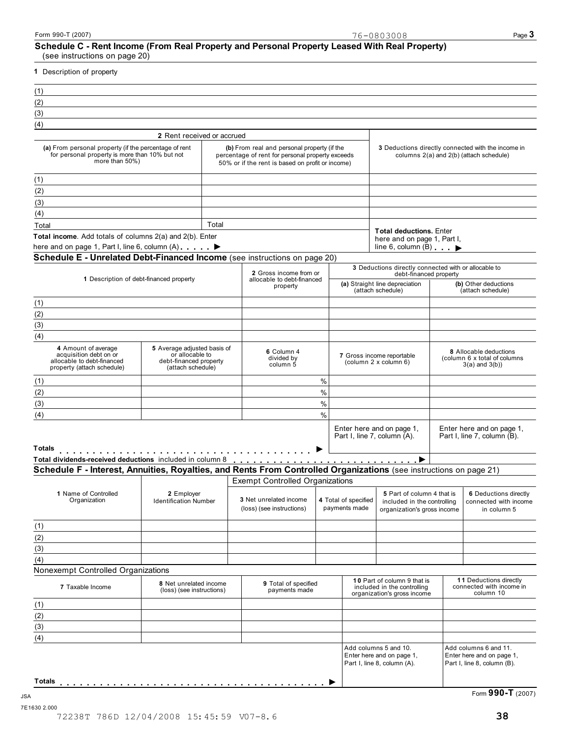Form 990-T (2007) 76-0803008

## Schedule C - Rent Income (From Real Property and Personal Property Leased With Real Property)
(see instructions on page 20)

**1** Description of property

(1)
(2)
(3)
(4)

| 2 Rent received or accrued | | 3 Deductions directly connected with the income in columns 2(a) and 2(b) (attach schedule) |
|---|---|---|
| **(a)** From personal property (if the percentage of rent for personal property is more than 10% but not more than 50%) | **(b)** From real and personal property (if the percentage of rent for personal property exceeds 50% or if the rent is based on profit or income) | |
| (1) | | |
| (2) | | |
| (3) | | |
| (4) | | |
| Total | Total | |

**Total income**. Add totals of columns 2(a) and 2(b). Enter here and on page 1, Part I, line 6, column (A) . . . . . ▶

**Total deductions.** Enter here and on page 1, Part I, line 6, column (B) . . . ▶

## Schedule E - Unrelated Debt-Financed Income (see instructions on page 20)

| 1 Description of debt-financed property | 2 Gross income from or allocable to debt-financed property | 3 Deductions directly connected with or allocable to debt-financed property | |
|---|---|---|---|
| | | **(a)** Straight line depreciation (attach schedule) | **(b)** Other deductions (attach schedule) |
| (1) | | | |
| (2) | | | |
| (3) | | | |
| (4) | | | |

| 4 Amount of average acquisition debt on or allocable to debt-financed property (attach schedule) | 5 Average adjusted basis of or allocable to debt-financed property (attach schedule) | 6 Column 4 divided by column 5 | 7 Gross income reportable (column 2 x column 6) | 8 Allocable deductions (column 6 x total of columns 3(a) and 3(b)) |
|---|---|---|---|---|
| (1) | | % | | |
| (2) | | % | | |
| (3) | | % | | |
| (4) | | % | | |
| | | | Enter here and on page 1, Part I, line 7, column (A). | Enter here and on page 1, Part I, line 7, column (B). |
| **Totals** . . . . . ▶ | | | | |

**Total dividends-received deductions** included in column 8 . . . . . ▶

## Schedule F - Interest, Annuities, Royalties, and Rents From Controlled Organizations (see instructions on page 21)

Exempt Controlled Organizations

| 1 Name of Controlled Organization | 2 Employer Identification Number | 3 Net unrelated income (loss) (see instructions) | 4 Total of specified payments made | 5 Part of column 4 that is included in the controlling organization's gross income | 6 Deductions directly connected with income in column 5 |
|---|---|---|---|---|---|
| (1) | | | | | |
| (2) | | | | | |
| (3) | | | | | |
| (4) | | | | | |

Nonexempt Controlled Organizations

| 7 Taxable Income | 8 Net unrelated income (loss) (see instructions) | 9 Total of specified payments made | 10 Part of column 9 that is included in the controlling organization's gross income | 11 Deductions directly connected with income in column 10 |
|---|---|---|---|---|
| (1) | | | | |
| (2) | | | | |
| (3) | | | | |
| (4) | | | | |
| | | | Add columns 5 and 10. Enter here and on page 1, Part I, line 8, column (A). | Add columns 6 and 11. Enter here and on page 1, Part I, line 8, column (B). |
| **Totals** . . . . . ▶ | | | | |

Form **990-T** (2007)

JSA
7E1630 2.000
72238T 786D 12/04/2008 15:45:59 V07-8.6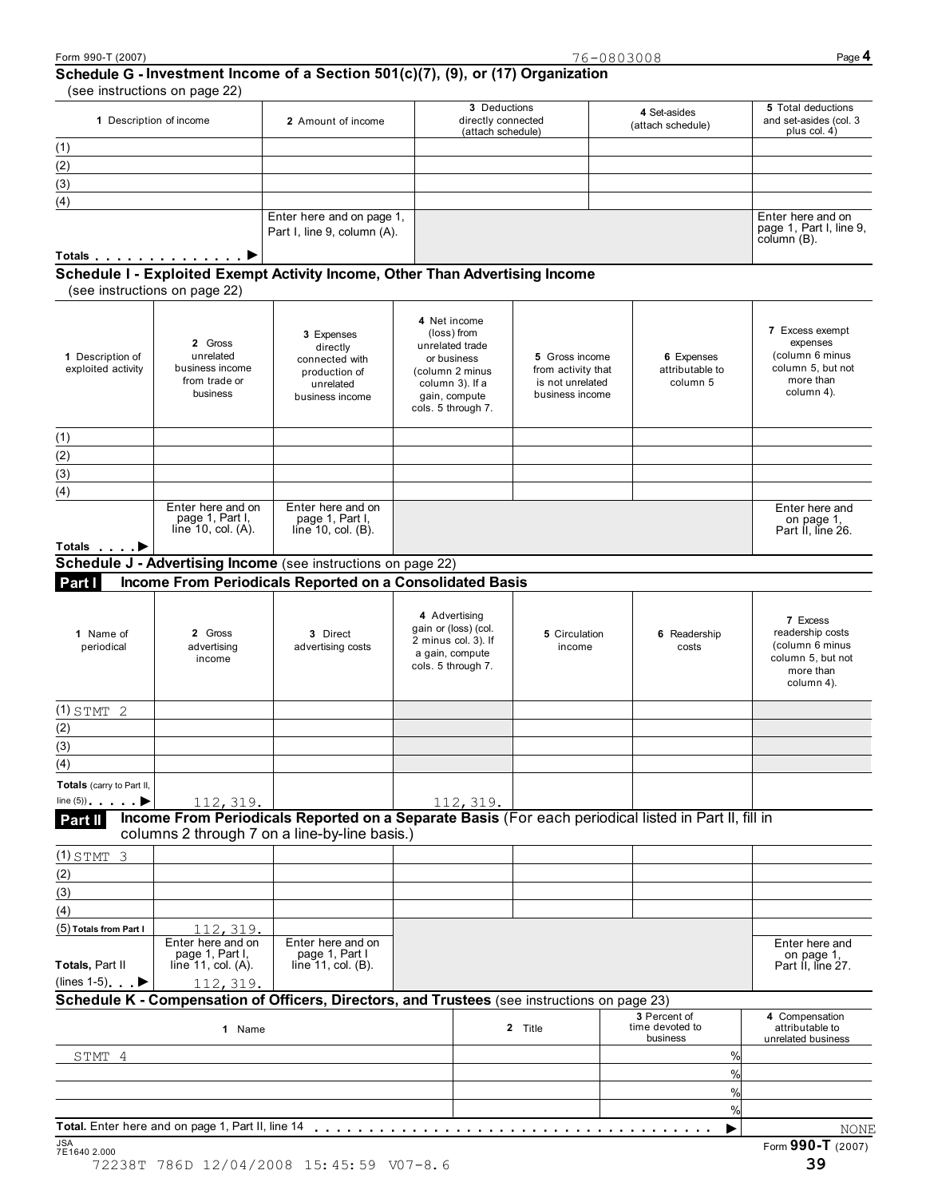Form 990-T (2007) 76-0803008 Page **4**

## Schedule G - Investment Income of a Section 501(c)(7), (9), or (17) Organization

(see instructions on page 22)

| 1 Description of income | 2 Amount of income | 3 Deductions directly connected (attach schedule) | 4 Set-asides (attach schedule) | 5 Total deductions and set-asides (col. 3 plus col. 4) |
|---|---|---|---|---|
| (1) | | | | |
| (2) | | | | |
| (3) | | | | |
| (4) | | | | |
| Totals . . . . . . . . . . . . . . ▶ | Enter here and on page 1, Part I, line 9, column (A). | | | Enter here and on page 1, Part I, line 9, column (B). |

## Schedule I - Exploited Exempt Activity Income, Other Than Advertising Income

(see instructions on page 22)

| 1 Description of exploited activity | 2 Gross unrelated business income from trade or business | 3 Expenses directly connected with production of unrelated business income | 4 Net income (loss) from unrelated trade or business (column 2 minus column 3). If a gain, compute cols. 5 through 7. | 5 Gross income from activity that is not unrelated business income | 6 Expenses attributable to column 5 | 7 Excess exempt expenses (column 6 minus column 5, but not more than column 4). |
|---|---|---|---|---|---|---|
| (1) | | | | | | |
| (2) | | | | | | |
| (3) | | | | | | |
| (4) | | | | | | |
| Totals . . . . ▶ | Enter here and on page 1, Part I, line 10, col. (A). | Enter here and on page 1, Part I, line 10, col. (B). | | | | Enter here and on page 1, Part II, line 26. |

## Schedule J - Advertising Income (see instructions on page 22)

### Part I Income From Periodicals Reported on a Consolidated Basis

| 1 Name of periodical | 2 Gross advertising income | 3 Direct advertising costs | 4 Advertising gain or (loss) (col. 2 minus col. 3). If a gain, compute cols. 5 through 7. | 5 Circulation income | 6 Readership costs | 7 Excess readership costs (column 6 minus column 5, but not more than column 4). |
|---|---|---|---|---|---|---|
| (1) STMT 2 | | | | | | |
| (2) | | | | | | |
| (3) | | | | | | |
| (4) | | | | | | |
| Totals (carry to Part II, line (5)) . . . . . ▶ | 112,319. | | 112,319. | | | |

### Part II Income From Periodicals Reported on a Separate Basis (For each periodical listed in Part II, fill in columns 2 through 7 on a line-by-line basis.)

| | | | | | | |
|---|---|---|---|---|---|---|
| (1) STMT 3 | | | | | | |
| (2) | | | | | | |
| (3) | | | | | | |
| (4) | | | | | | |
| (5) Totals from Part I | 112,319. | | | | | |
| Totals, Part II (lines 1-5) . . ▶ | Enter here and on page 1, Part I, line 11, col. (A). 112,319. | Enter here and on page 1, Part I line 11, col. (B). | | | | Enter here and on page 1, Part II, line 27. |

## Schedule K - Compensation of Officers, Directors, and Trustees (see instructions on page 23)

| 1 Name | 2 Title | 3 Percent of time devoted to business | 4 Compensation attributable to unrelated business |
|---|---|---|---|
| STMT 4 | | % | |
| | | % | |
| | | % | |
| | | % | |
| Total. Enter here and on page 1, Part II, line 14 . . . . . . . . . . . . . . . . . . . . . . . . . . . . . . . . . . . . ▶ | | | NONE |

JSA 7E1640 2.000

Form **990-T** (2007)

72238T 786D 12/04/2008 15:45:59 V07-8.6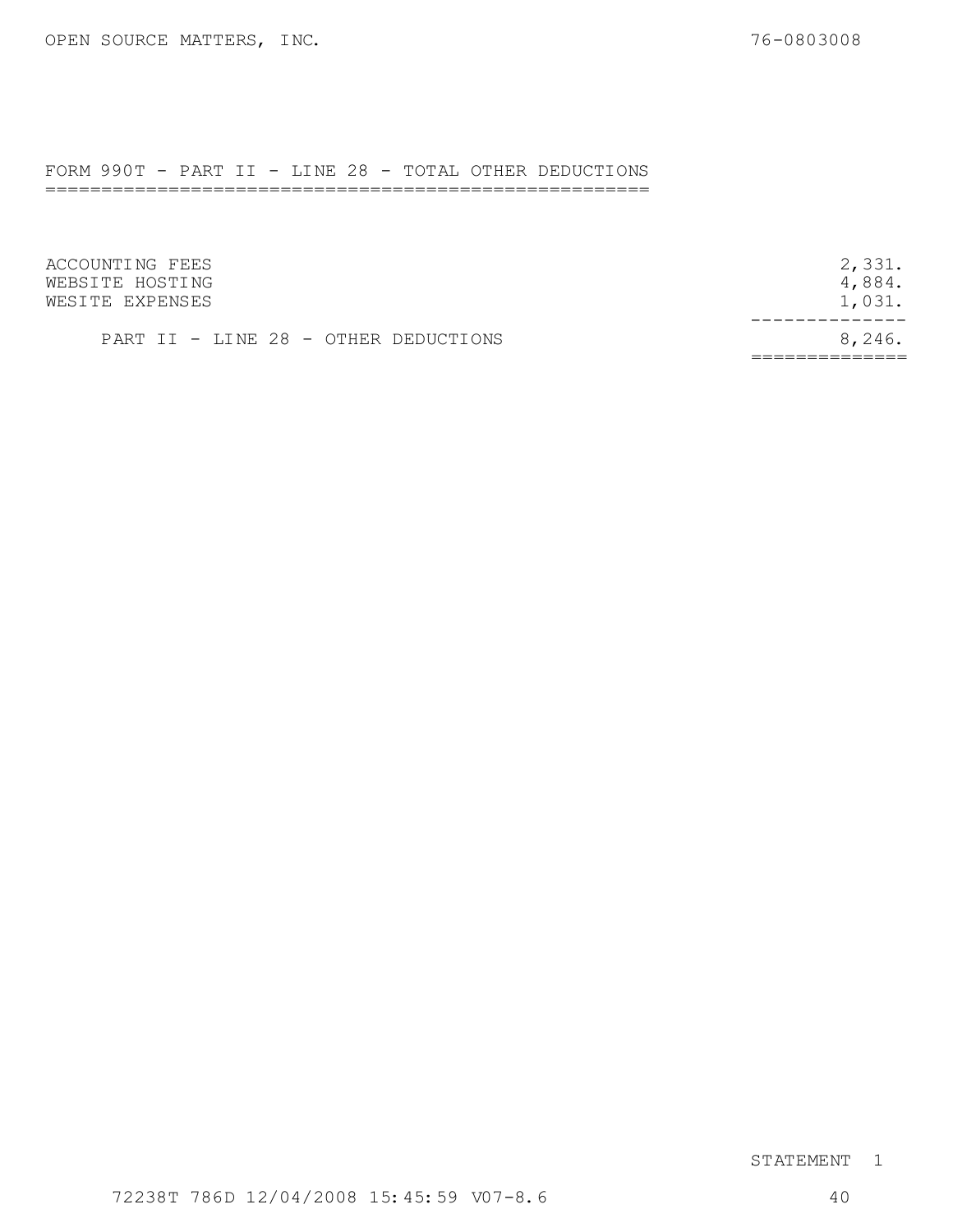OPEN SOURCE MATTERS, INC. 76-0803008

## FORM 990T - PART II - LINE 28 - TOTAL OTHER DEDUCTIONS

| | |
|---|---|
| ACCOUNTING FEES | 2,331. |
| WEBSITE HOSTING | 4,884. |
| WESITE EXPENSES | 1,031. |
| PART II - LINE 28 - OTHER DEDUCTIONS | 8,246. |

STATEMENT 1

72238T 786D 12/04/2008 15:45:59 V07-8.6 40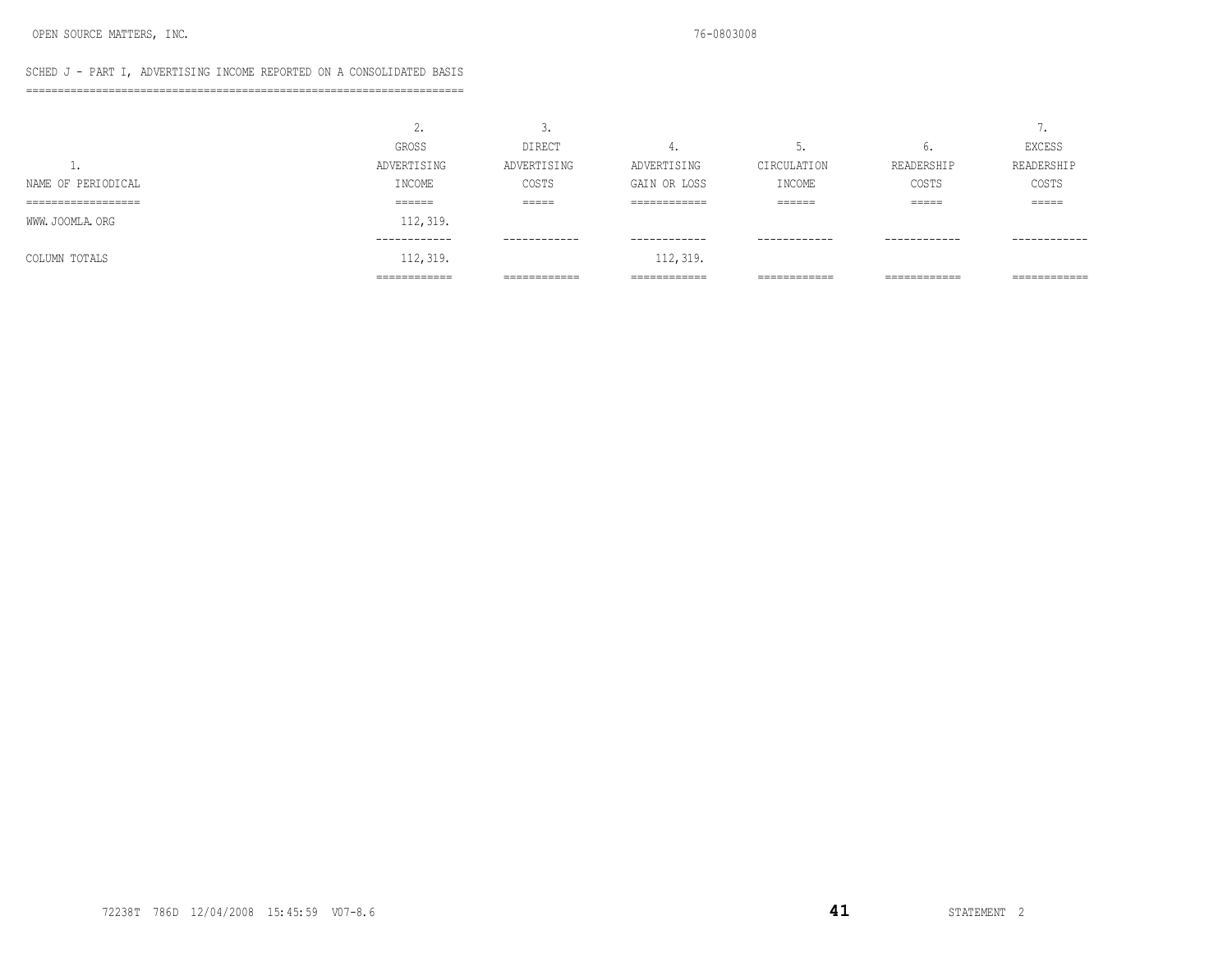OPEN SOURCE MATTERS, INC. 76-0803008

SCHED J - PART I, ADVERTISING INCOME REPORTED ON A CONSOLIDATED BASIS

| 1. NAME OF PERIODICAL | 2. GROSS ADVERTISING INCOME | 3. DIRECT ADVERTISING COSTS | 4. ADVERTISING GAIN OR LOSS | 5. CIRCULATION INCOME | 6. READERSHIP COSTS | 7. EXCESS READERSHIP COSTS |
|---|---|---|---|---|---|---|
| WWW.JOOMLA.ORG | 112,319. | | | | | |
| COLUMN TOTALS | 112,319. | | 112,319. | | | |

72238T 786D 12/04/2008 15:45:59 V07-8.6

STATEMENT 2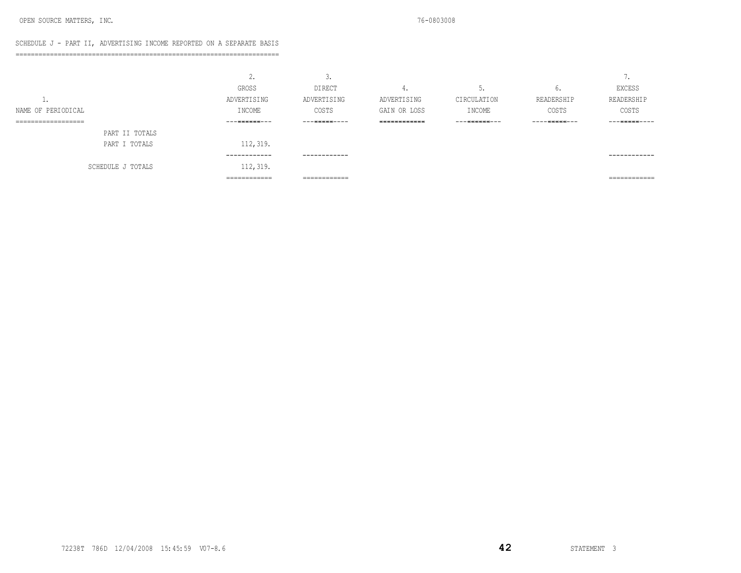OPEN SOURCE MATTERS, INC. 76-0803008

## SCHEDULE J - PART II, ADVERTISING INCOME REPORTED ON A SEPARATE BASIS

| 1. NAME OF PERIODICAL | 2. GROSS ADVERTISING INCOME | 3. DIRECT ADVERTISING COSTS | 4. ADVERTISING GAIN OR LOSS | 5. CIRCULATION INCOME | 6. READERSHIP COSTS | 7. EXCESS READERSHIP COSTS |
|---|---|---|---|---|---|---|
| PART II TOTALS | | | | | | |
| PART I TOTALS | 112,319. | | | | | |
| SCHEDULE J TOTALS | 112,319. | | | | | |

72238T 786D 12/04/2008 15:45:59 V07-8.6

STATEMENT 3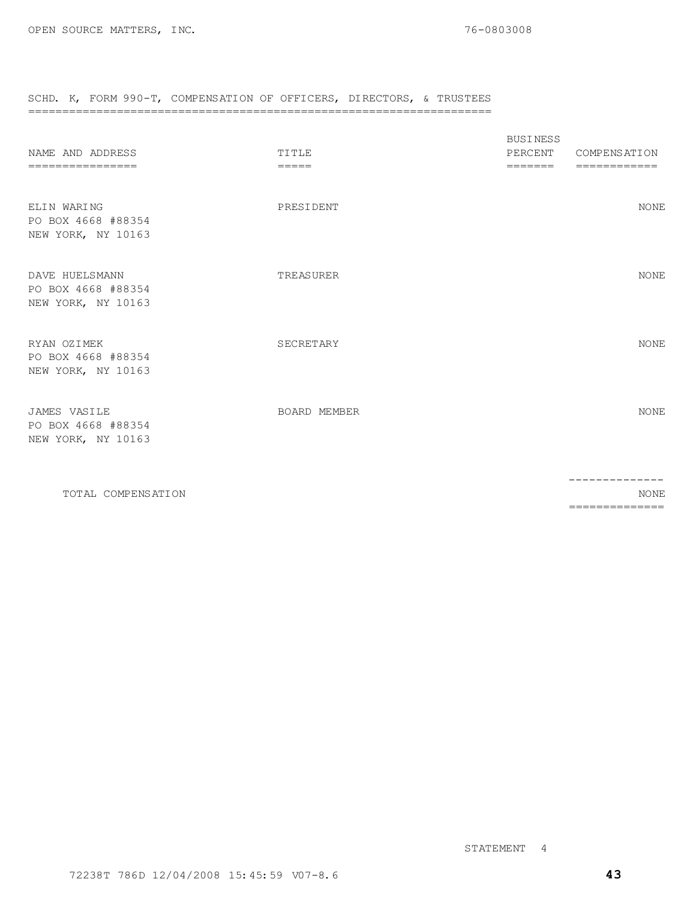OPEN SOURCE MATTERS, INC. 76-0803008

## SCHD. K, FORM 990-T, COMPENSATION OF OFFICERS, DIRECTORS, & TRUSTEES

| NAME AND ADDRESS | TITLE | BUSINESS PERCENT | COMPENSATION |
|---|---|---|---|
| ELIN WARING<br>PO BOX 4668 #88354<br>NEW YORK, NY 10163 | PRESIDENT | | NONE |
| DAVE HUELSMANN<br>PO BOX 4668 #88354<br>NEW YORK, NY 10163 | TREASURER | | NONE |
| RYAN OZIMEK<br>PO BOX 4668 #88354<br>NEW YORK, NY 10163 | SECRETARY | | NONE |
| JAMES VASILE<br>PO BOX 4668 #88354<br>NEW YORK, NY 10163 | BOARD MEMBER | | NONE |
| TOTAL COMPENSATION | | | NONE |

STATEMENT 4

72238T 786D 12/04/2008 15:45:59 V07-8.6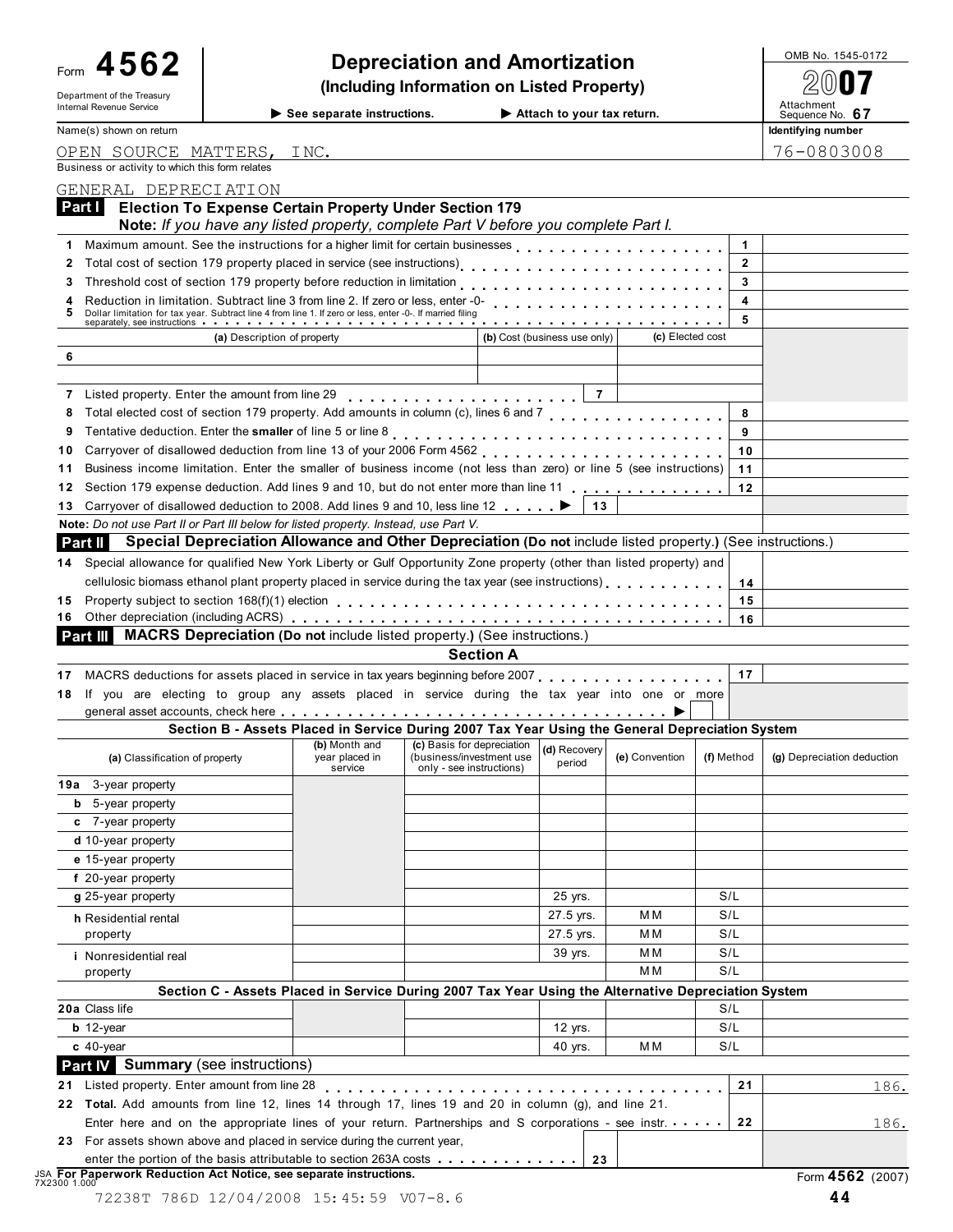Form **4562**

Department of the Treasury
Internal Revenue Service

# Depreciation and Amortization

**(Including Information on Listed Property)**

▶ **See separate instructions.** ▶ **Attach to your tax return.**

OMB No. 1545-0172

**2007**

Attachment Sequence No. **67**

Name(s) shown on return: OPEN SOURCE MATTERS, INC.

Identifying number: 76-0803008

Business or activity to which this form relates: GENERAL DEPRECIATION

## Part I Election To Expense Certain Property Under Section 179

**Note:** *If you have any listed property, complete Part V before you complete Part I.*

| | | Line | Amount |
|---|---|---|---|
| 1 | Maximum amount. See the instructions for a higher limit for certain businesses | 1 | |
| 2 | Total cost of section 179 property placed in service (see instructions) | 2 | |
| 3 | Threshold cost of section 179 property before reduction in limitation | 3 | |
| 4 | Reduction in limitation. Subtract line 3 from line 2. If zero or less, enter -0- | 4 | |
| 5 | Dollar limitation for tax year. Subtract line 4 from line 1. If zero or less, enter -0-. If married filing separately, see instructions | 5 | |

| | (a) Description of property | (b) Cost (business use only) | (c) Elected cost |
|---|---|---|---|
| 6 | | | |
| | | | |

| | | Line | Amount |
|---|---|---|---|
| 7 | Listed property. Enter the amount from line 29 | 7 | |
| 8 | Total elected cost of section 179 property. Add amounts in column (c), lines 6 and 7 | 8 | |
| 9 | Tentative deduction. Enter the **smaller** of line 5 or line 8 | 9 | |
| 10 | Carryover of disallowed deduction from line 13 of your 2006 Form 4562 | 10 | |
| 11 | Business income limitation. Enter the smaller of business income (not less than zero) or line 5 (see instructions) | 11 | |
| 12 | Section 179 expense deduction. Add lines 9 and 10, but do not enter more than line 11 | 12 | |
| 13 | Carryover of disallowed deduction to 2008. Add lines 9 and 10, less line 12 ▶ | 13 | |

**Note:** *Do not use Part II or Part III below for listed property. Instead, use Part V.*

## Part II Special Depreciation Allowance and Other Depreciation (Do not include listed property.) (See instructions.)

| | | Line | Amount |
|---|---|---|---|
| 14 | Special allowance for qualified New York Liberty or Gulf Opportunity Zone property (other than listed property) and cellulosic biomass ethanol plant property placed in service during the tax year (see instructions) | 14 | |
| 15 | Property subject to section 168(f)(1) election | 15 | |
| 16 | Other depreciation (including ACRS) | 16 | |

## Part III MACRS Depreciation (Do not include listed property.) (See instructions.)

### Section A

| | | Line | Amount |
|---|---|---|---|
| 17 | MACRS deductions for assets placed in service in tax years beginning before 2007 | 17 | |
| 18 | If you are electing to group any assets placed in service during the tax year into one or more general asset accounts, check here ▶ ☐ | | |

### Section B - Assets Placed in Service During 2007 Tax Year Using the General Depreciation System

| (a) Classification of property | (b) Month and year placed in service | (c) Basis for depreciation (business/investment use only - see instructions) | (d) Recovery period | (e) Convention | (f) Method | (g) Depreciation deduction |
|---|---|---|---|---|---|---|
| 19a 3-year property | | | | | | |
| b 5-year property | | | | | | |
| c 7-year property | | | | | | |
| d 10-year property | | | | | | |
| e 15-year property | | | | | | |
| f 20-year property | | | | | | |
| g 25-year property | | | 25 yrs. | | S/L | |
| h Residential rental property | | | 27.5 yrs. | MM | S/L | |
| | | | 27.5 yrs. | MM | S/L | |
| i Nonresidential real property | | | 39 yrs. | MM | S/L | |
| | | | | MM | S/L | |

### Section C - Assets Placed in Service During 2007 Tax Year Using the Alternative Depreciation System

| (a) Classification of property | (b) Month and year placed in service | (c) Basis for depreciation | (d) Recovery period | (e) Convention | (f) Method | (g) Depreciation deduction |
|---|---|---|---|---|---|---|
| 20a Class life | | | | | S/L | |
| b 12-year | | | 12 yrs. | | S/L | |
| c 40-year | | | 40 yrs. | MM | S/L | |

## Part IV Summary (see instructions)

| | | Line | Amount |
|---|---|---|---|
| 21 | Listed property. Enter amount from line 28 | 21 | 186. |
| 22 | **Total.** Add amounts from line 12, lines 14 through 17, lines 19 and 20 in column (g), and line 21. Enter here and on the appropriate lines of your return. Partnerships and S corporations - see instr. | 22 | 186. |
| 23 | For assets shown above and placed in service during the current year, enter the portion of the basis attributable to section 263A costs | 23 | |

JSA 7X2300 1.000 **For Paperwork Reduction Act Notice, see separate instructions.**

Form **4562** (2007)

72238T 786D 12/04/2008 15:45:59 V07-8.6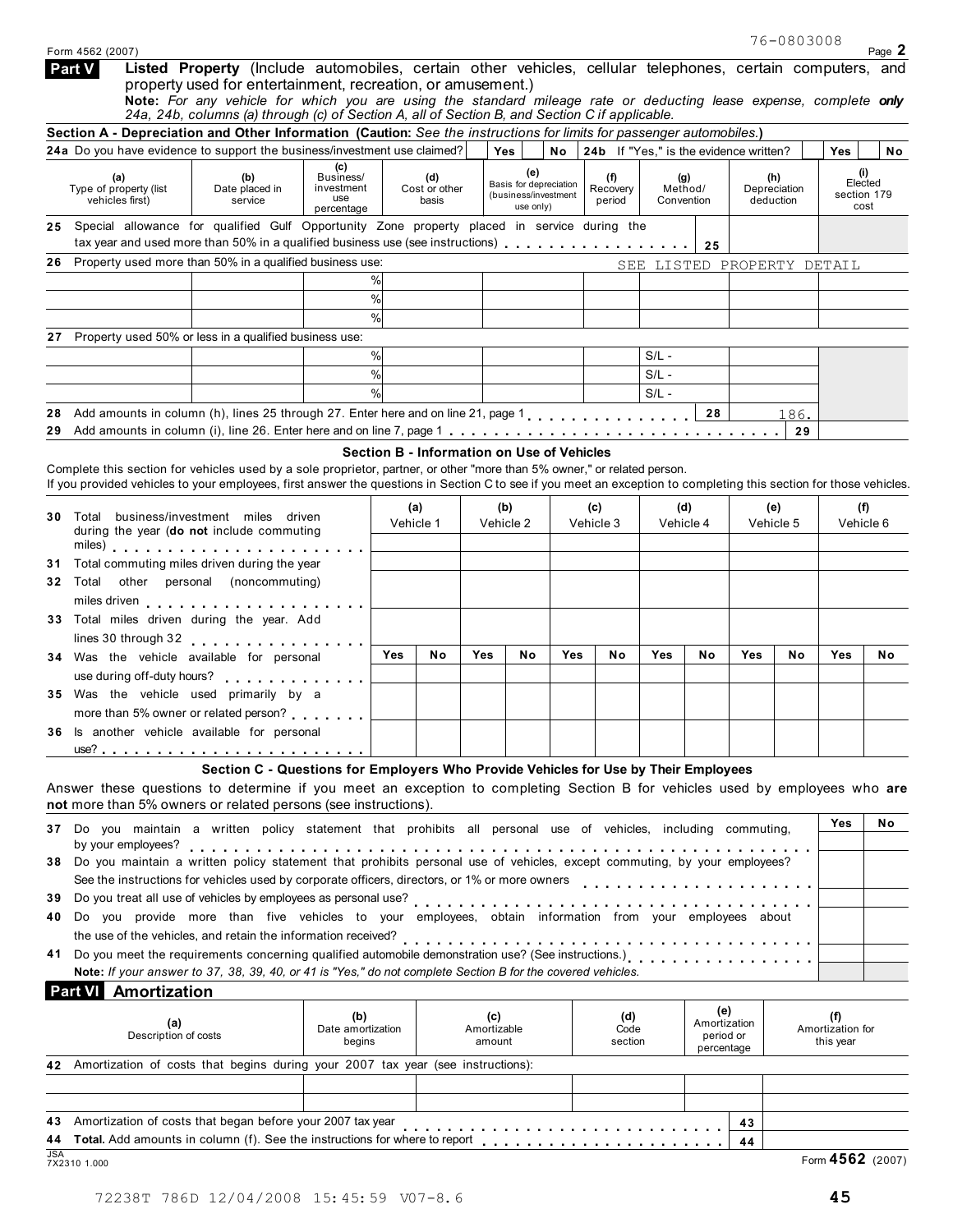Form 4562 (2007) 76-0803008 Page 2

**Part V** **Listed Property** (Include automobiles, certain other vehicles, cellular telephones, certain computers, and property used for entertainment, recreation, or amusement.)

**Note:** *For any vehicle for which you are using the standard mileage rate or deducting lease expense, complete **only** 24a, 24b, columns (a) through (c) of Section A, all of Section B, and Section C if applicable.*

**Section A - Depreciation and Other Information (Caution:** *See the instructions for limits for passenger automobiles.***)**

**24a** Do you have evidence to support the business/investment use claimed? Yes / No **24b** If "Yes," is the evidence written? Yes / No

| (a) Type of property (list vehicles first) | (b) Date placed in service | (c) Business/ investment use percentage | (d) Cost or other basis | (e) Basis for depreciation (business/investment use only) | (f) Recovery period | (g) Method/ Convention | (h) Depreciation deduction | (i) Elected section 179 cost |
|---|---|---|---|---|---|---|---|---|
| **25** Special allowance for qualified Gulf Opportunity Zone property placed in service during the tax year and used more than 50% in a qualified business use (see instructions) . . . 25 | | | | | | | | |
| **26** Property used more than 50% in a qualified business use: | | | | | | SEE LISTED PROPERTY DETAIL | | |
| | | % | | | | | | |
| | | % | | | | | | |
| | | % | | | | | | |
| **27** Property used 50% or less in a qualified business use: | | | | | | | | |
| | | % | | | | S/L - | | |
| | | % | | | | S/L - | | |
| | | % | | | | S/L - | | |
| **28** Add amounts in column (h), lines 25 through 27. Enter here and on line 21, page 1 . . . 28 | | | | | | | 186. | |
| **29** Add amounts in column (i), line 26. Enter here and on line 7, page 1 . . . 29 | | | | | | | | |

**Section B - Information on Use of Vehicles**

Complete this section for vehicles used by a sole proprietor, partner, or other "more than 5% owner," or related person.
If you provided vehicles to your employees, first answer the questions in Section C to see if you meet an exception to completing this section for those vehicles.

| | (a) Vehicle 1 | | (b) Vehicle 2 | | (c) Vehicle 3 | | (d) Vehicle 4 | | (e) Vehicle 5 | | (f) Vehicle 6 | |
|---|---|---|---|---|---|---|---|---|---|---|---|---|
| **30** Total business/investment miles driven during the year (**do not** include commuting miles) | | | | | | | | | | | | |
| **31** Total commuting miles driven during the year | | | | | | | | | | | | |
| **32** Total other personal (noncommuting) miles driven | | | | | | | | | | | | |
| **33** Total miles driven during the year. Add lines 30 through 32 | | | | | | | | | | | | |
| | Yes | No | Yes | No | Yes | No | Yes | No | Yes | No | Yes | No |
| **34** Was the vehicle available for personal use during off-duty hours? | | | | | | | | | | | | |
| **35** Was the vehicle used primarily by a more than 5% owner or related person? | | | | | | | | | | | | |
| **36** Is another vehicle available for personal use? | | | | | | | | | | | | |

**Section C - Questions for Employers Who Provide Vehicles for Use by Their Employees**

Answer these questions to determine if you meet an exception to completing Section B for vehicles used by employees who **are not** more than 5% owners or related persons (see instructions).

| | Yes | No |
|---|---|---|
| **37** Do you maintain a written policy statement that prohibits all personal use of vehicles, including commuting, by your employees? | | |
| **38** Do you maintain a written policy statement that prohibits personal use of vehicles, except commuting, by your employees? See the instructions for vehicles used by corporate officers, directors, or 1% or more owners | | |
| **39** Do you treat all use of vehicles by employees as personal use? | | |
| **40** Do you provide more than five vehicles to your employees, obtain information from your employees about the use of the vehicles, and retain the information received? | | |
| **41** Do you meet the requirements concerning qualified automobile demonstration use? (See instructions.) | | |

**Note:** *If your answer to 37, 38, 39, 40, or 41 is "Yes," do not complete Section B for the covered vehicles.*

**Part VI Amortization**

| (a) Description of costs | (b) Date amortization begins | (c) Amortizable amount | (d) Code section | (e) Amortization period or percentage | (f) Amortization for this year |
|---|---|---|---|---|---|
| **42** Amortization of costs that begins during your 2007 tax year (see instructions): | | | | | |
| | | | | | |
| | | | | | |
| **43** Amortization of costs that began before your 2007 tax year . . . | | | | 43 | |
| **44** **Total.** Add amounts in column (f). See the instructions for where to report . . . | | | | 44 | |

JSA 7X2310 1.000 Form **4562** (2007)

72238T 786D 12/04/2008 15:45:59 V07-8.6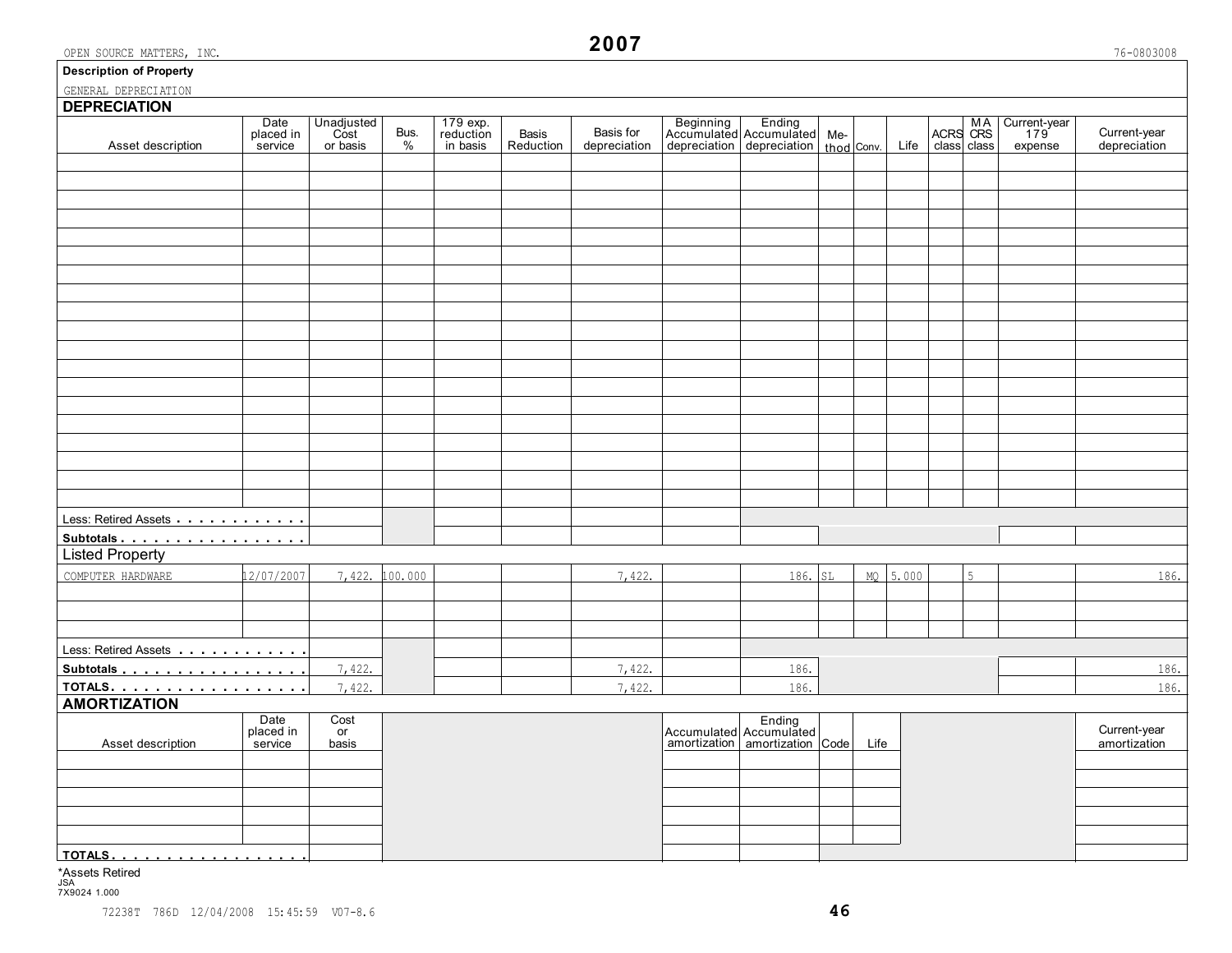OPEN SOURCE MATTERS, INC.

# 2007

76-0803008

**Description of Property**

GENERAL DEPRECIATION

## DEPRECIATION

| Asset description | Date placed in service | Unadjusted Cost or basis | Bus. % | 179 exp. reduction in basis | Basis Reduction | Basis for depreciation | Beginning Accumulated depreciation | Ending Accumulated depreciation | Method | Conv. | Life | ACRS class | MA CRS class | Current-year 179 expense | Current-year depreciation |
|---|---|---|---|---|---|---|---|---|---|---|---|---|---|---|---|
| Less: Retired Assets | | | | | | | | | | | | | | | |
| **Subtotals** | | | | | | | | | | | | | | | |
| **Listed Property** | | | | | | | | | | | | | | | |
| COMPUTER HARDWARE | 12/07/2007 | 7,422. | 100.000 | | | 7,422. | | 186. | SL | MQ | 5.000 | | 5 | | 186. |
| Less: Retired Assets | | | | | | | | | | | | | | | |
| **Subtotals** | | 7,422. | | | | 7,422. | | 186. | | | | | | | 186. |
| **TOTALS** | | 7,422. | | | | 7,422. | | 186. | | | | | | | 186. |

## AMORTIZATION

| Asset description | Date placed in service | Cost or basis | Accumulated amortization | Ending Accumulated amortization | Code | Life | Current-year amortization |
|---|---|---|---|---|---|---|---|
| **TOTALS** | | | | | | | |

*Assets Retired

JSA
7X9024 1.000

72238T 786D 12/04/2008 15:45:59 V07-8.6